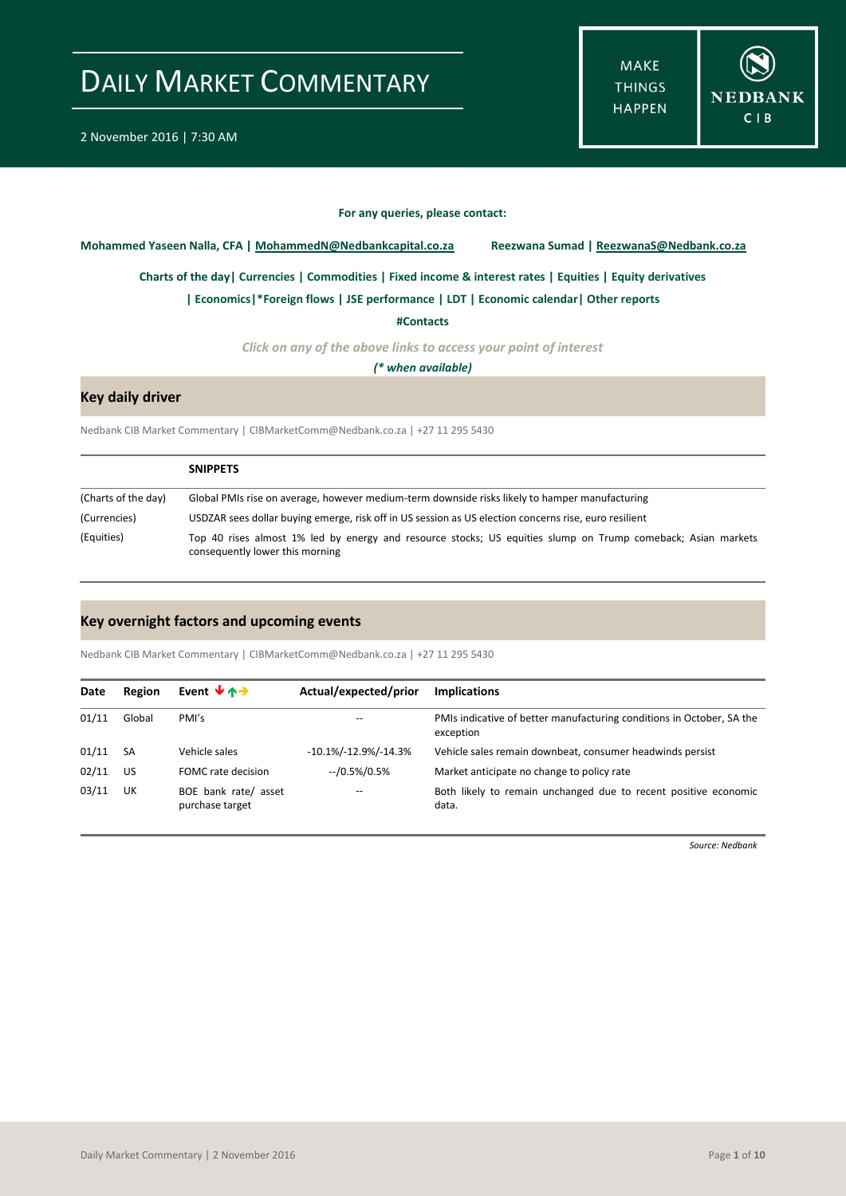# DAILY MARKET COMMENTARY

2 November 2016 | 7:30 AM

MAKE THINGS HAPPEN

NEDBANK CIB

**For any queries, please contact:**

**Mohammed Yaseen Nalla, CFA | MohammedN@Nedbankcapital.co.za** **Reezwana Sumad | ReezwanaS@Nedbank.co.za**

**Charts of the day| Currencies | Commodities | Fixed income & interest rates | Equities | Equity derivatives**

**| Economics|*Foreign flows | JSE performance | LDT | Economic calendar| Other reports**

**#Contacts**

***Click on any of the above links to access your point of interest***

***(* when available)***

## Key daily driver

Nedbank CIB Market Commentary | CIBMarketComm@Nedbank.co.za | +27 11 295 5430

| | SNIPPETS |
|---|---|
| (Charts of the day) | Global PMIs rise on average, however medium-term downside risks likely to hamper manufacturing |
| (Currencies) | USDZAR sees dollar buying emerge, risk off in US session as US election concerns rise, euro resilient |
| (Equities) | Top 40 rises almost 1% led by energy and resource stocks; US equities slump on Trump comeback; Asian markets consequently lower this morning |

## Key overnight factors and upcoming events

Nedbank CIB Market Commentary | CIBMarketComm@Nedbank.co.za | +27 11 295 5430

| Date | Region | Event ↓↑→ | Actual/expected/prior | Implications |
|---|---|---|---|---|
| 01/11 | Global | PMI's | -- | PMIs indicative of better manufacturing conditions in October, SA the exception |
| 01/11 | SA | Vehicle sales | -10.1%/-12.9%/-14.3% | Vehicle sales remain downbeat, consumer headwinds persist |
| 02/11 | US | FOMC rate decision | --/0.5%/0.5% | Market anticipate no change to policy rate |
| 03/11 | UK | BOE bank rate/ asset purchase target | -- | Both likely to remain unchanged due to recent positive economic data. |

*Source: Nedbank*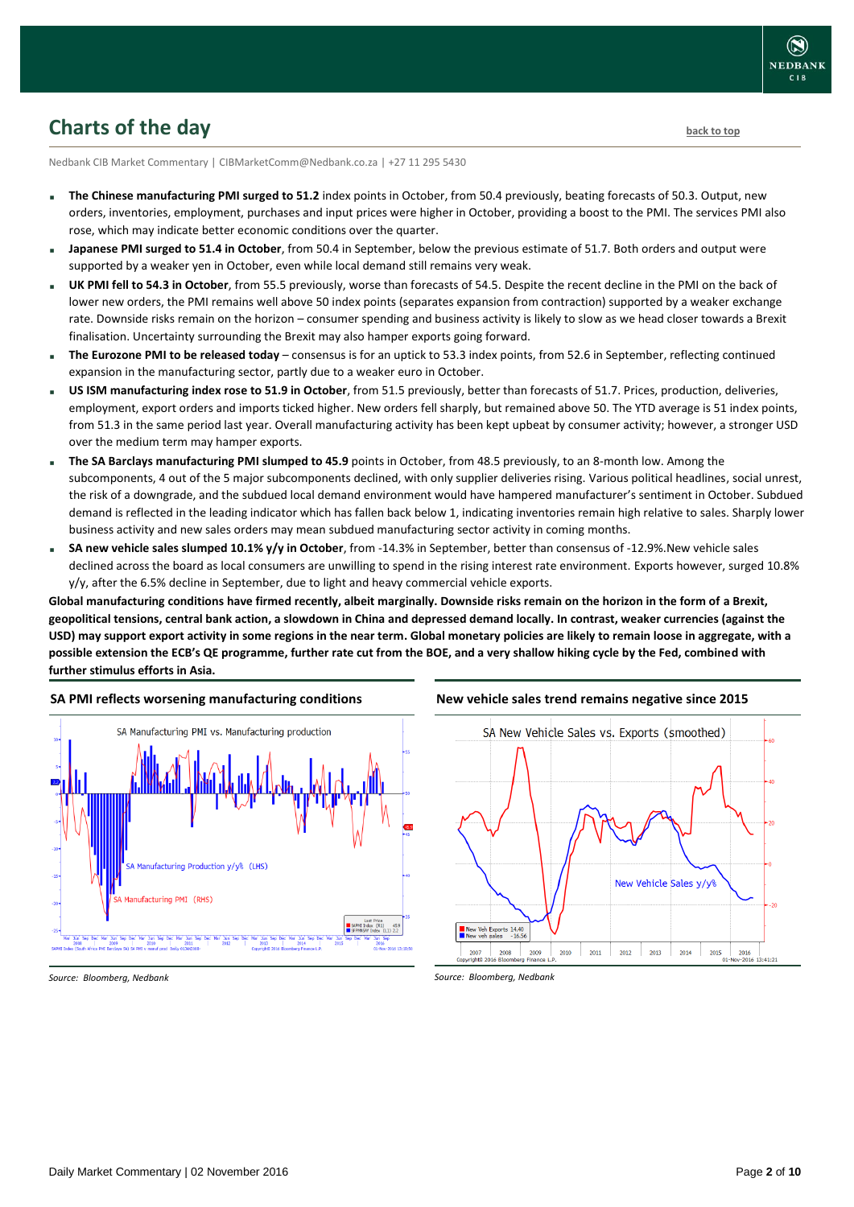## Charts of the day

back to top

Nedbank CIB Market Commentary | CIBMarketComm@Nedbank.co.za | +27 11 295 5430

- **The Chinese manufacturing PMI surged to 51.2** index points in October, from 50.4 previously, beating forecasts of 50.3. Output, new orders, inventories, employment, purchases and input prices were higher in October, providing a boost to the PMI. The services PMI also rose, which may indicate better economic conditions over the quarter.
- **Japanese PMI surged to 51.4 in October**, from 50.4 in September, below the previous estimate of 51.7. Both orders and output were supported by a weaker yen in October, even while local demand still remains very weak.
- **UK PMI fell to 54.3 in October**, from 55.5 previously, worse than forecasts of 54.5. Despite the recent decline in the PMI on the back of lower new orders, the PMI remains well above 50 index points (separates expansion from contraction) supported by a weaker exchange rate. Downside risks remain on the horizon – consumer spending and business activity is likely to slow as we head closer towards a Brexit finalisation. Uncertainty surrounding the Brexit may also hamper exports going forward.
- **The Eurozone PMI to be released today** – consensus is for an uptick to 53.3 index points, from 52.6 in September, reflecting continued expansion in the manufacturing sector, partly due to a weaker euro in October.
- **US ISM manufacturing index rose to 51.9 in October**, from 51.5 previously, better than forecasts of 51.7. Prices, production, deliveries, employment, export orders and imports ticked higher. New orders fell sharply, but remained above 50. The YTD average is 51 index points, from 51.3 in the same period last year. Overall manufacturing activity has been kept upbeat by consumer activity; however, a stronger USD over the medium term may hamper exports.
- **The SA Barclays manufacturing PMI slumped to 45.9** points in October, from 48.5 previously, to an 8-month low. Among the subcomponents, 4 out of the 5 major subcomponents declined, with only supplier deliveries rising. Various political headlines, social unrest, the risk of a downgrade, and the subdued local demand environment would have hampered manufacturer's sentiment in October. Subdued demand is reflected in the leading indicator which has fallen back below 1, indicating inventories remain high relative to sales. Sharply lower business activity and new sales orders may mean subdued manufacturing sector activity in coming months.
- **SA new vehicle sales slumped 10.1% y/y in October**, from -14.3% in September, better than consensus of -12.9%.New vehicle sales declined across the board as local consumers are unwilling to spend in the rising interest rate environment. Exports however, surged 10.8% y/y, after the 6.5% decline in September, due to light and heavy commercial vehicle exports.

**Global manufacturing conditions have firmed recently, albeit marginally. Downside risks remain on the horizon in the form of a Brexit, geopolitical tensions, central bank action, a slowdown in China and depressed demand locally. In contrast, weaker currencies (against the USD) may support export activity in some regions in the near term. Global monetary policies are likely to remain loose in aggregate, with a possible extension the ECB's QE programme, further rate cut from the BOE, and a very shallow hiking cycle by the Fed, combined with further stimulus efforts in Asia.**

**SA PMI reflects worsening manufacturing conditions**

SA Manufacturing PMI vs. Manufacturing production

SA Manufacturing Production y/y% (LHS)

SA Manufacturing PMI (RHS)

Source: Bloomberg, Nedbank

**New vehicle sales trend remains negative since 2015**

SA New Vehicle Sales vs. Exports (smoothed)

New Vehicle Sales y/y%

New Veh Exports 14.40

New veh sales -16.56

Source: Bloomberg, Nedbank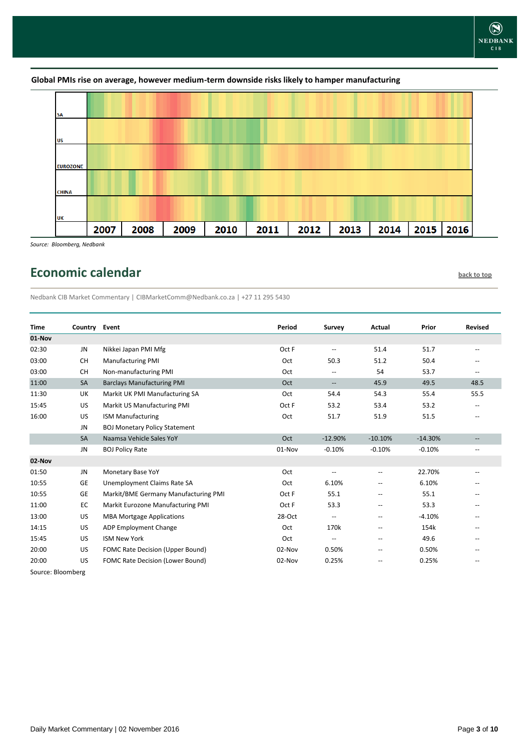**Global PMIs rise on average, however medium-term downside risks likely to hamper manufacturing**

SA
US
EUROZONE
CHINA
UK
2007 2008 2009 2010 2011 2012 2013 2014 2015 2016

*Source: Bloomberg, Nedbank*

## Economic calendar

back to top

Nedbank CIB Market Commentary | CIBMarketComm@Nedbank.co.za | +27 11 295 5430

| Time | Country | Event | Period | Survey | Actual | Prior | Revised |
|---|---|---|---|---|---|---|---|
| **01-Nov** | | | | | | | |
| 02:30 | JN | Nikkei Japan PMI Mfg | Oct F | -- | 51.4 | 51.7 | -- |
| 03:00 | CH | Manufacturing PMI | Oct | 50.3 | 51.2 | 50.4 | -- |
| 03:00 | CH | Non-manufacturing PMI | Oct | -- | 54 | 53.7 | -- |
| 11:00 | SA | Barclays Manufacturing PMI | Oct | -- | 45.9 | 49.5 | 48.5 |
| 11:30 | UK | Markit UK PMI Manufacturing SA | Oct | 54.4 | 54.3 | 55.4 | 55.5 |
| 15:45 | US | Markit US Manufacturing PMI | Oct F | 53.2 | 53.4 | 53.2 | -- |
| 16:00 | US | ISM Manufacturing | Oct | 51.7 | 51.9 | 51.5 | -- |
| | JN | BOJ Monetary Policy Statement | | | | | |
| | SA | Naamsa Vehicle Sales YoY | Oct | -12.90% | -10.10% | -14.30% | -- |
| | JN | BOJ Policy Rate | 01-Nov | -0.10% | -0.10% | -0.10% | -- |
| **02-Nov** | | | | | | | |
| 01:50 | JN | Monetary Base YoY | Oct | -- | -- | 22.70% | -- |
| 10:55 | GE | Unemployment Claims Rate SA | Oct | 6.10% | -- | 6.10% | -- |
| 10:55 | GE | Markit/BME Germany Manufacturing PMI | Oct F | 55.1 | -- | 55.1 | -- |
| 11:00 | EC | Markit Eurozone Manufacturing PMI | Oct F | 53.3 | -- | 53.3 | -- |
| 13:00 | US | MBA Mortgage Applications | 28-Oct | -- | -- | -4.10% | -- |
| 14:15 | US | ADP Employment Change | Oct | 170k | -- | 154k | -- |
| 15:45 | US | ISM New York | Oct | -- | -- | 49.6 | -- |
| 20:00 | US | FOMC Rate Decision (Upper Bound) | 02-Nov | 0.50% | -- | 0.50% | -- |
| 20:00 | US | FOMC Rate Decision (Lower Bound) | 02-Nov | 0.25% | -- | 0.25% | -- |

Source: Bloomberg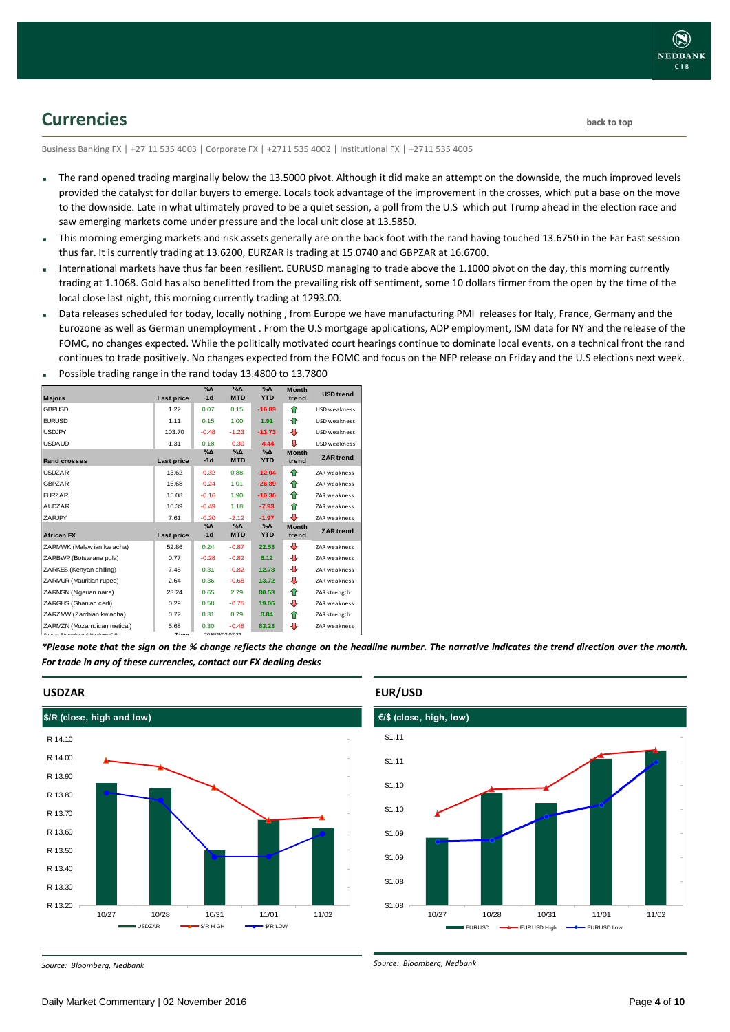## Currencies

back to top

Business Banking FX | +27 11 535 4003 | Corporate FX | +2711 535 4002 | Institutional FX | +2711 535 4005

- The rand opened trading marginally below the 13.5000 pivot. Although it did make an attempt on the downside, the much improved levels provided the catalyst for dollar buyers to emerge. Locals took advantage of the improvement in the crosses, which put a base on the move to the downside. Late in what ultimately proved to be a quiet session, a poll from the U.S which put Trump ahead in the election race and saw emerging markets come under pressure and the local unit close at 13.5850.
- This morning emerging markets and risk assets generally are on the back foot with the rand having touched 13.6750 in the Far East session thus far. It is currently trading at 13.6200, EURZAR is trading at 15.0740 and GBPZAR at 16.6700.
- International markets have thus far been resilient. EURUSD managing to trade above the 1.1000 pivot on the day, this morning currently trading at 1.1068. Gold has also benefitted from the prevailing risk off sentiment, some 10 dollars firmer from the open by the time of the local close last night, this morning currently trading at 1293.00.
- Data releases scheduled for today, locally nothing , from Europe we have manufacturing PMI releases for Italy, France, Germany and the Eurozone as well as German unemployment . From the U.S mortgage applications, ADP employment, ISM data for NY and the release of the FOMC, no changes expected. While the politically motivated court hearings continue to dominate local events, on a technical front the rand continues to trade positively. No changes expected from the FOMC and focus on the NFP release on Friday and the U.S elections next week.
- Possible trading range in the rand today 13.4800 to 13.7800

| Majors | Last price | %Δ -1d | %Δ MTD | %Δ YTD | Month trend | USD trend |
|---|---|---|---|---|---|---|
| GBPUSD | 1.22 | 0.07 | 0.15 | -16.89 | ⇧ | USD weakness |
| EURUSD | 1.11 | 0.15 | 1.00 | 1.91 | ⇧ | USD weakness |
| USDJPY | 103.70 | -0.48 | -1.23 | -13.73 | ⇩ | USD weakness |
| USDAUD | 1.31 | 0.18 | -0.30 | -4.44 | ⇩ | USD weakness |
| **Rand crosses** | **Last price** | **%Δ -1d** | **%Δ MTD** | **%Δ YTD** | **Month trend** | **ZAR trend** |
| USDZAR | 13.62 | -0.32 | 0.88 | -12.04 | ⇧ | ZAR weakness |
| GBPZAR | 16.68 | -0.24 | 1.01 | -26.89 | ⇧ | ZAR weakness |
| EURZAR | 15.08 | -0.16 | 1.90 | -10.36 | ⇧ | ZAR weakness |
| AUDZAR | 10.39 | -0.49 | 1.18 | -7.93 | ⇧ | ZAR weakness |
| ZARJPY | 7.61 | -0.20 | -2.12 | -1.97 | ⇩ | ZAR weakness |
| **African FX** | **Last price** | **%Δ -1d** | **%Δ MTD** | **%Δ YTD** | **Month trend** | **ZAR trend** |
| ZARMWK (Malawian kwacha) | 52.86 | 0.24 | -0.87 | 22.53 | ⇩ | ZAR weakness |
| ZARBWP (Botswana pula) | 0.77 | -0.28 | -0.82 | 6.12 | ⇩ | ZAR weakness |
| ZARKES (Kenyan shilling) | 7.45 | 0.31 | -0.82 | 12.78 | ⇩ | ZAR weakness |
| ZARMUR (Mauritian rupee) | 2.64 | 0.36 | -0.68 | 13.72 | ⇩ | ZAR weakness |
| ZARNGN (Nigerian naira) | 23.24 | 0.65 | 2.79 | 80.53 | ⇧ | ZAR strength |
| ZARGHS (Ghanian cedi) | 0.29 | 0.58 | -0.75 | 19.06 | ⇩ | ZAR weakness |
| ZARZMW (Zambian kwacha) | 0.72 | 0.31 | 0.79 | 0.84 | ⇧ | ZAR strength |
| ZARMZN (Mozambican metical) | 5.68 | 0.30 | -0.48 | 83.23 | ⇩ | ZAR weakness |

*\*Please note that the sign on the % change reflects the change on the headline number. The narrative indicates the trend direction over the month. For trade in any of these currencies, contact our FX dealing desks*

### USDZAR

$/R (close, high and low)

R 14.10
R 14.00
R 13.90
R 13.80
R 13.70
R 13.60
R 13.50
R 13.40
R 13.30
R 13.20

10/27 10/28 10/31 11/01 11/02

USDZAR — $/R HIGH — $/R LOW

*Source: Bloomberg, Nedbank*

### EUR/USD

€/$ (close, high, low)

$1.11
$1.11
$1.10
$1.10
$1.09
$1.09
$1.08
$1.08

10/27 10/28 10/31 11/01 11/02

EURUSD — EURUSD High — EURUSD Low

*Source: Bloomberg, Nedbank*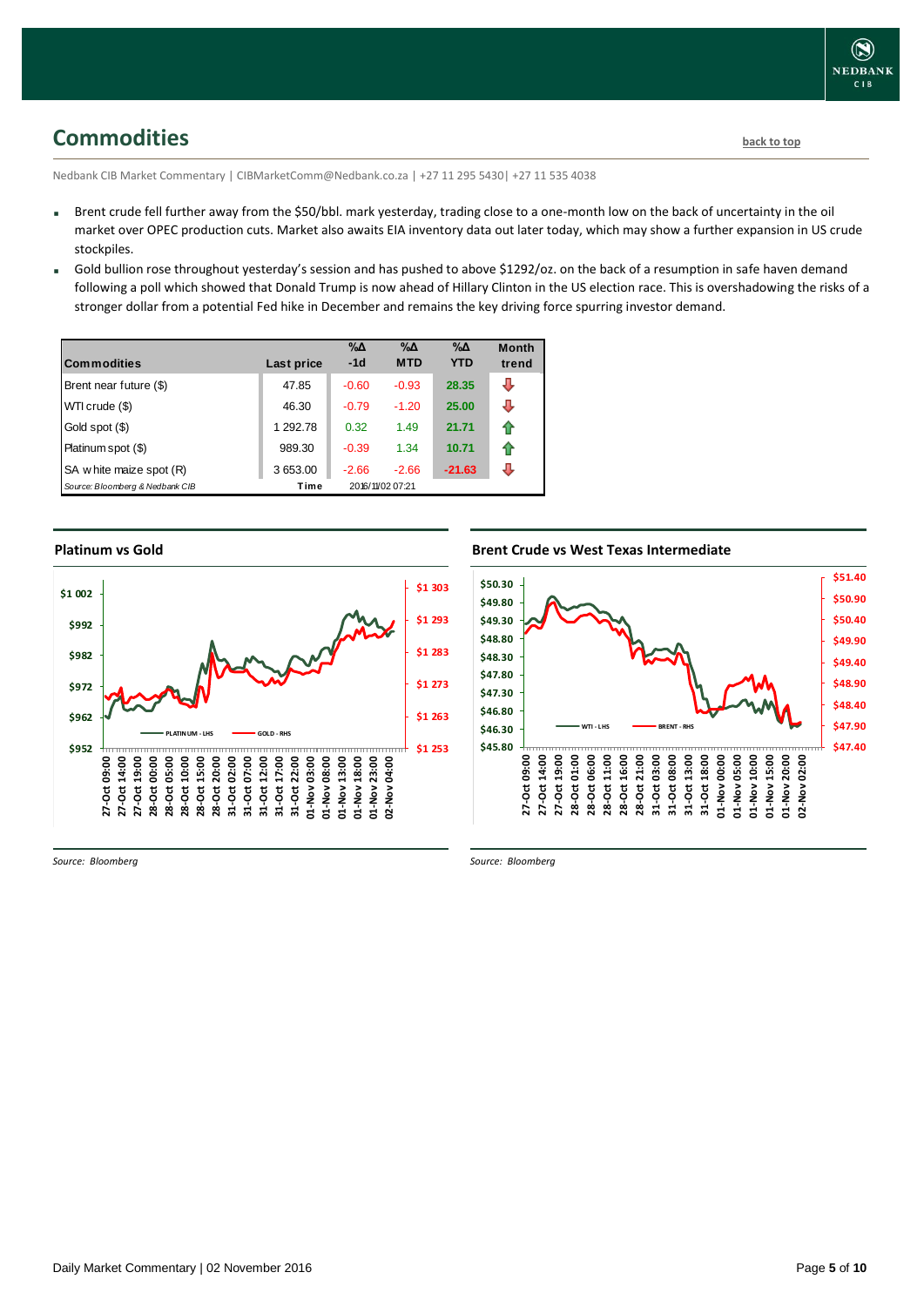# Commodities

back to top

Nedbank CIB Market Commentary | CIBMarketComm@Nedbank.co.za | +27 11 295 5430| +27 11 535 4038

- Brent crude fell further away from the $50/bbl. mark yesterday, trading close to a one-month low on the back of uncertainty in the oil market over OPEC production cuts. Market also awaits EIA inventory data out later today, which may show a further expansion in US crude stockpiles.
- Gold bullion rose throughout yesterday's session and has pushed to above $1292/oz. on the back of a resumption in safe haven demand following a poll which showed that Donald Trump is now ahead of Hillary Clinton in the US election race. This is overshadowing the risks of a stronger dollar from a potential Fed hike in December and remains the key driving force spurring investor demand.

| Commodities | Last price | %Δ -1d | %Δ MTD | %Δ YTD | Month trend |
|---|---|---|---|---|---|
| Brent near future ($) | 47.85 | -0.60 | -0.93 | 28.35 | ⇩ |
| WTI crude ($) | 46.30 | -0.79 | -1.20 | 25.00 | ⇩ |
| Gold spot ($) | 1 292.78 | 0.32 | 1.49 | 21.71 | ⇧ |
| Platinum spot ($) | 989.30 | -0.39 | 1.34 | 10.71 | ⇧ |
| SA white maize spot (R) | 3 653.00 | -2.66 | -2.66 | -21.63 | ⇩ |
| *Source: Bloomberg & Nedbank CIB* | Time | 2016/11/02 07:21 | | | |

**Platinum vs Gold**

$1 002
$992
$982
$972
$962
$952

$1 303
$1 293
$1 283
$1 273
$1 263
$1 253

PLATINUM - LHS
GOLD - RHS

27-Oct 09:00, 27-Oct 14:00, 27-Oct 19:00, 28-Oct 00:00, 28-Oct 05:00, 28-Oct 10:00, 28-Oct 15:00, 28-Oct 20:00, 31-Oct 02:00, 31-Oct 07:00, 31-Oct 12:00, 31-Oct 17:00, 31-Oct 22:00, 01-Nov 03:00, 01-Nov 08:00, 01-Nov 13:00, 01-Nov 18:00, 01-Nov 23:00, 02-Nov 04:00

*Source: Bloomberg*

**Brent Crude vs West Texas Intermediate**

$50.30
$49.80
$49.30
$48.80
$48.30
$47.80
$47.30
$46.80
$46.30
$45.80

$51.40
$50.90
$50.40
$49.90
$49.40
$48.90
$48.40
$47.90
$47.40

WTI - LHS
BRENT - RHS

27-Oct 09:00, 27-Oct 14:00, 27-Oct 19:00, 28-Oct 01:00, 28-Oct 06:00, 28-Oct 11:00, 28-Oct 16:00, 28-Oct 21:00, 31-Oct 03:00, 31-Oct 08:00, 31-Oct 13:00, 31-Oct 18:00, 01-Nov 00:00, 01-Nov 05:00, 01-Nov 10:00, 01-Nov 15:00, 01-Nov 20:00, 02-Nov 02:00

*Source: Bloomberg*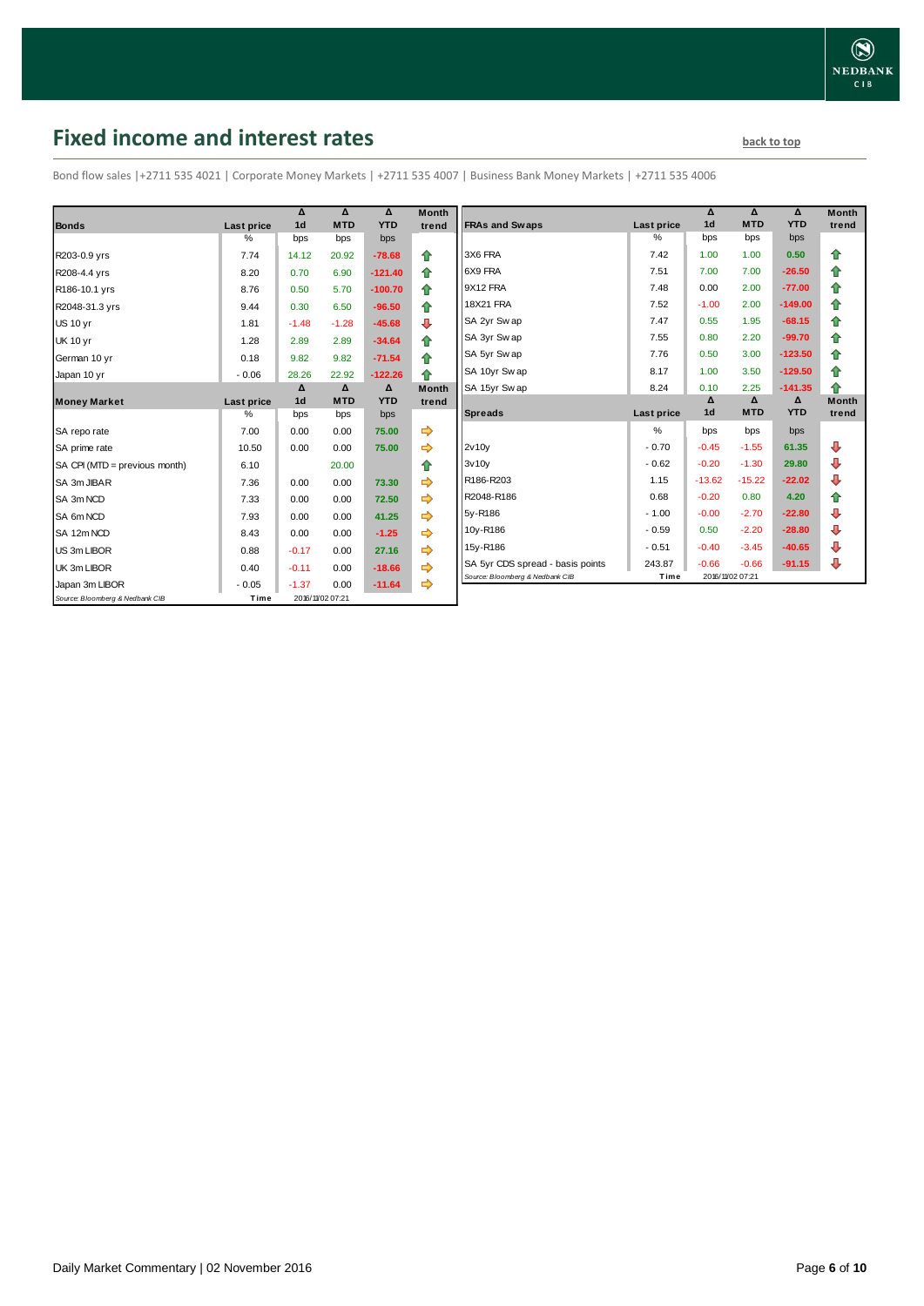# Fixed income and interest rates

back to top

Bond flow sales |+2711 535 4021 | Corporate Money Markets | +2711 535 4007 | Business Bank Money Markets | +2711 535 4006

| Bonds | Last price | Δ 1d | Δ MTD | Δ YTD | Month trend |
|---|---|---|---|---|---|
| | % | bps | bps | bps | |
| R203-0.9 yrs | 7.74 | 14.12 | 20.92 | -78.68 | ⇧ |
| R208-4.4 yrs | 8.20 | 0.70 | 6.90 | -121.40 | ⇧ |
| R186-10.1 yrs | 8.76 | 0.50 | 5.70 | -100.70 | ⇧ |
| R2048-31.3 yrs | 9.44 | 0.30 | 6.50 | -96.50 | ⇧ |
| US 10 yr | 1.81 | -1.48 | -1.28 | -45.68 | ⇩ |
| UK 10 yr | 1.28 | 2.89 | 2.89 | -34.64 | ⇧ |
| German 10 yr | 0.18 | 9.82 | 9.82 | -71.54 | ⇧ |
| Japan 10 yr | -0.06 | 28.26 | 22.92 | -122.26 | ⇧ |

| Money Market | Last price | Δ 1d | Δ MTD | Δ YTD | Month trend |
|---|---|---|---|---|---|
| | % | bps | bps | bps | |
| SA repo rate | 7.00 | 0.00 | 0.00 | 75.00 | ⇨ |
| SA prime rate | 10.50 | 0.00 | 0.00 | 75.00 | ⇨ |
| SA CPI (MTD = previous month) | 6.10 | | 20.00 | | ⇧ |
| SA 3m JIBAR | 7.36 | 0.00 | 0.00 | 73.30 | ⇨ |
| SA 3m NCD | 7.33 | 0.00 | 0.00 | 72.50 | ⇨ |
| SA 6m NCD | 7.93 | 0.00 | 0.00 | 41.25 | ⇨ |
| SA 12m NCD | 8.43 | 0.00 | 0.00 | -1.25 | ⇨ |
| US 3m LIBOR | 0.88 | -0.17 | 0.00 | 27.16 | ⇨ |
| UK 3m LIBOR | 0.40 | -0.11 | 0.00 | -18.66 | ⇨ |
| Japan 3m LIBOR | -0.05 | -1.37 | 0.00 | -11.64 | ⇨ |
| *Source: Bloomberg & Nedbank CIB* | Time | 2016/11/02 07:21 | | | |

| FRAs and Swaps | Last price | Δ 1d | Δ MTD | Δ YTD | Month trend |
|---|---|---|---|---|---|
| | % | bps | bps | bps | |
| 3X6 FRA | 7.42 | 1.00 | 1.00 | 0.50 | ⇧ |
| 6X9 FRA | 7.51 | 7.00 | 7.00 | -26.50 | ⇧ |
| 9X12 FRA | 7.48 | 0.00 | 2.00 | -77.00 | ⇧ |
| 18X21 FRA | 7.52 | -1.00 | 2.00 | -149.00 | ⇧ |
| SA 2yr Swap | 7.47 | 0.55 | 1.95 | -68.15 | ⇧ |
| SA 3yr Swap | 7.55 | 0.80 | 2.20 | -99.70 | ⇧ |
| SA 5yr Swap | 7.76 | 0.50 | 3.00 | -123.50 | ⇧ |
| SA 10yr Swap | 8.17 | 1.00 | 3.50 | -129.50 | ⇧ |
| SA 15yr Swap | 8.24 | 0.10 | 2.25 | -141.35 | ⇧ |

| Spreads | Last price | Δ 1d | Δ MTD | Δ YTD | Month trend |
|---|---|---|---|---|---|
| | % | bps | bps | bps | |
| 2v10y | -0.70 | -0.45 | -1.55 | 61.35 | ⇩ |
| 3v10y | -0.62 | -0.20 | -1.30 | 29.80 | ⇩ |
| R186-R203 | 1.15 | -13.62 | -15.22 | -22.02 | ⇩ |
| R2048-R186 | 0.68 | -0.20 | 0.80 | 4.20 | ⇧ |
| 5y-R186 | -1.00 | -0.00 | -2.70 | -22.80 | ⇩ |
| 10y-R186 | -0.59 | 0.50 | -2.20 | -28.80 | ⇩ |
| 15y-R186 | -0.51 | -0.40 | -3.45 | -40.65 | ⇩ |
| SA 5yr CDS spread - basis points | 243.87 | -0.66 | -0.66 | -91.15 | ⇩ |
| *Source: Bloomberg & Nedbank CIB* | Time | 2016/11/02 07:21 | | | |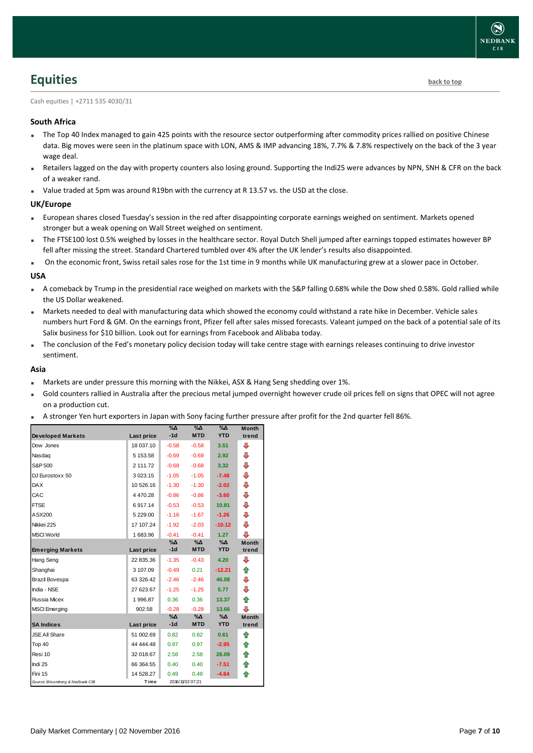# Equities

back to top

Cash equities | +2711 535 4030/31

### South Africa

- The Top 40 Index managed to gain 425 points with the resource sector outperforming after commodity prices rallied on positive Chinese data. Big moves were seen in the platinum space with LON, AMS & IMP advancing 18%, 7.7% & 7.8% respectively on the back of the 3 year wage deal.
- Retailers lagged on the day with property counters also losing ground. Supporting the Indi25 were advances by NPN, SNH & CFR on the back of a weaker rand.
- Value traded at 5pm was around R19bn with the currency at R 13.57 vs. the USD at the close.

### UK/Europe

- European shares closed Tuesday's session in the red after disappointing corporate earnings weighed on sentiment. Markets opened stronger but a weak opening on Wall Street weighed on sentiment.
- The FTSE100 lost 0.5% weighed by losses in the healthcare sector. Royal Dutch Shell jumped after earnings topped estimates however BP fell after missing the street. Standard Chartered tumbled over 4% after the UK lender's results also disappointed.
- On the economic front, Swiss retail sales rose for the 1st time in 9 months while UK manufacturing grew at a slower pace in October.

### USA

- A comeback by Trump in the presidential race weighed on markets with the S&P falling 0.68% while the Dow shed 0.58%. Gold rallied while the US Dollar weakened.
- Markets needed to deal with manufacturing data which showed the economy could withstand a rate hike in December. Vehicle sales numbers hurt Ford & GM. On the earnings front, Pfizer fell after sales missed forecasts. Valeant jumped on the back of a potential sale of its Salix business for $10 billion. Look out for earnings from Facebook and Alibaba today.
- The conclusion of the Fed's monetary policy decision today will take centre stage with earnings releases continuing to drive investor sentiment.

### Asia

- Markets are under pressure this morning with the Nikkei, ASX & Hang Seng shedding over 1%.
- Gold counters rallied in Australia after the precious metal jumped overnight however crude oil prices fell on signs that OPEC will not agree on a production cut.
- A stronger Yen hurt exporters in Japan with Sony facing further pressure after profit for the 2nd quarter fell 86%.

| Developed Markets | Last price | %Δ -1d | %Δ MTD | %Δ YTD | Month trend |
|---|---|---|---|---|---|
| Dow Jones | 18 037.10 | -0.58 | -0.58 | 3.51 | ⇩ |
| Nasdaq | 5 153.58 | -0.69 | -0.69 | 2.92 | ⇩ |
| S&P 500 | 2 111.72 | -0.68 | -0.68 | 3.32 | ⇩ |
| DJ Eurostoxx 50 | 3 023.15 | -1.05 | -1.05 | -7.48 | ⇩ |
| DAX | 10 526.16 | -1.30 | -1.30 | -2.02 | ⇩ |
| CAC | 4 470.28 | -0.86 | -0.86 | -3.60 | ⇩ |
| FTSE | 6 917.14 | -0.53 | -0.53 | 10.81 | ⇩ |
| ASX200 | 5 229.00 | -1.16 | -1.67 | -1.26 | ⇩ |
| Nikkei 225 | 17 107.24 | -1.92 | -2.03 | -10.12 | ⇩ |
| MSCI World | 1 683.96 | -0.41 | -0.41 | 1.27 | ⇩ |
| **Emerging Markets** | **Last price** | **%Δ -1d** | **%Δ MTD** | **%Δ YTD** | **Month trend** |
| Hang Seng | 22 835.36 | -1.35 | -0.43 | 4.20 | ⇩ |
| Shanghai | 3 107.09 | -0.49 | 0.21 | -12.21 | ⇧ |
| Brazil Bovespa | 63 326.42 | -2.46 | -2.46 | 46.08 | ⇩ |
| India - NSE | 27 623.67 | -1.25 | -1.25 | 5.77 | ⇩ |
| Russia Micex | 1 996.87 | 0.36 | 0.36 | 13.37 | ⇧ |
| MSCI Emerging | 902.58 | -0.28 | -0.28 | 13.66 | ⇩ |
| **SA Indices** | **Last price** | **%Δ -1d** | **%Δ MTD** | **%Δ YTD** | **Month trend** |
| JSE All Share | 51 002.69 | 0.82 | 0.82 | 0.61 | ⇧ |
| Top 40 | 44 444.48 | 0.97 | 0.97 | -2.95 | ⇧ |
| Resi 10 | 32 018.67 | 2.58 | 2.58 | 26.09 | ⇧ |
| Indi 25 | 66 364.55 | 0.40 | 0.40 | -7.51 | ⇧ |
| Fini 15 | 14 528.27 | 0.49 | 0.49 | -4.64 | ⇧ |

*Source: Bloomberg & Nedbank CIB* Time 2016/11/02 07:21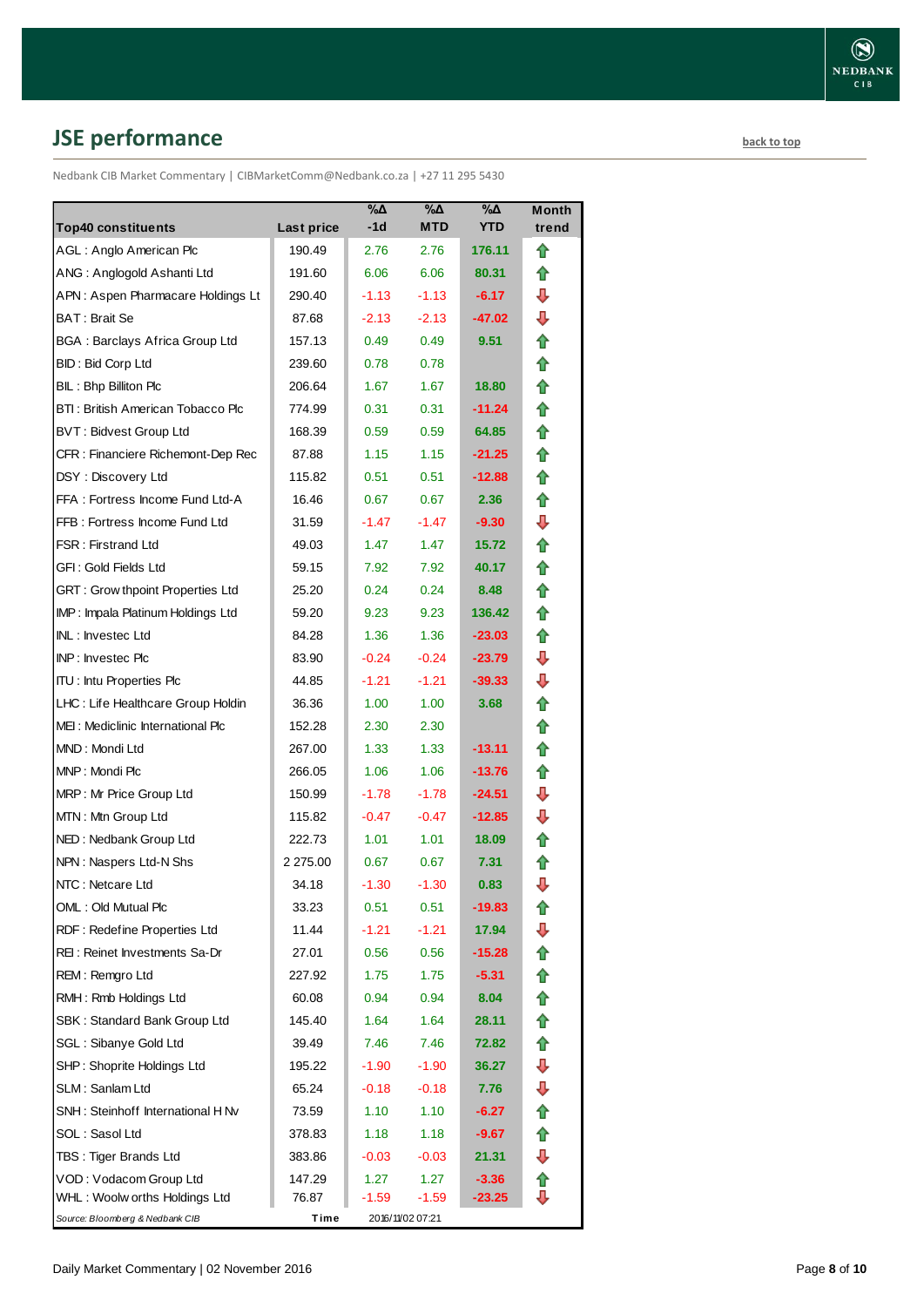## JSE performance

back to top

Nedbank CIB Market Commentary | CIBMarketComm@Nedbank.co.za | +27 11 295 5430

| Top40 constituents | Last price | %Δ -1d | %Δ MTD | %Δ YTD | Month trend |
|---|---|---|---|---|---|
| AGL : Anglo American Plc | 190.49 | 2.76 | 2.76 | 176.11 | ⇧ |
| ANG : Anglogold Ashanti Ltd | 191.60 | 6.06 | 6.06 | 80.31 | ⇧ |
| APN : Aspen Pharmacare Holdings Lt | 290.40 | -1.13 | -1.13 | -6.17 | ⇩ |
| BAT : Brait Se | 87.68 | -2.13 | -2.13 | -47.02 | ⇩ |
| BGA : Barclays Africa Group Ltd | 157.13 | 0.49 | 0.49 | 9.51 | ⇧ |
| BID : Bid Corp Ltd | 239.60 | 0.78 | 0.78 | | ⇧ |
| BIL : Bhp Billiton Plc | 206.64 | 1.67 | 1.67 | 18.80 | ⇧ |
| BTI : British American Tobacco Plc | 774.99 | 0.31 | 0.31 | -11.24 | ⇧ |
| BVT : Bidvest Group Ltd | 168.39 | 0.59 | 0.59 | 64.85 | ⇧ |
| CFR : Financiere Richemont-Dep Rec | 87.88 | 1.15 | 1.15 | -21.25 | ⇧ |
| DSY : Discovery Ltd | 115.82 | 0.51 | 0.51 | -12.88 | ⇧ |
| FFA : Fortress Income Fund Ltd-A | 16.46 | 0.67 | 0.67 | 2.36 | ⇧ |
| FFB : Fortress Income Fund Ltd | 31.59 | -1.47 | -1.47 | -9.30 | ⇩ |
| FSR : Firstrand Ltd | 49.03 | 1.47 | 1.47 | 15.72 | ⇧ |
| GFI : Gold Fields Ltd | 59.15 | 7.92 | 7.92 | 40.17 | ⇧ |
| GRT : Growthpoint Properties Ltd | 25.20 | 0.24 | 0.24 | 8.48 | ⇧ |
| IMP : Impala Platinum Holdings Ltd | 59.20 | 9.23 | 9.23 | 136.42 | ⇧ |
| INL : Investec Ltd | 84.28 | 1.36 | 1.36 | -23.03 | ⇧ |
| INP : Investec Plc | 83.90 | -0.24 | -0.24 | -23.79 | ⇩ |
| ITU : Intu Properties Plc | 44.85 | -1.21 | -1.21 | -39.33 | ⇩ |
| LHC : Life Healthcare Group Holdin | 36.36 | 1.00 | 1.00 | 3.68 | ⇧ |
| MEI : Mediclinic International Plc | 152.28 | 2.30 | 2.30 | | ⇧ |
| MND : Mondi Ltd | 267.00 | 1.33 | 1.33 | -13.11 | ⇧ |
| MNP : Mondi Plc | 266.05 | 1.06 | 1.06 | -13.76 | ⇧ |
| MRP : Mr Price Group Ltd | 150.99 | -1.78 | -1.78 | -24.51 | ⇩ |
| MTN : Mtn Group Ltd | 115.82 | -0.47 | -0.47 | -12.85 | ⇩ |
| NED : Nedbank Group Ltd | 222.73 | 1.01 | 1.01 | 18.09 | ⇧ |
| NPN : Naspers Ltd-N Shs | 2 275.00 | 0.67 | 0.67 | 7.31 | ⇧ |
| NTC : Netcare Ltd | 34.18 | -1.30 | -1.30 | 0.83 | ⇩ |
| OML : Old Mutual Plc | 33.23 | 0.51 | 0.51 | -19.83 | ⇧ |
| RDF : Redefine Properties Ltd | 11.44 | -1.21 | -1.21 | 17.94 | ⇩ |
| REI : Reinet Investments Sa-Dr | 27.01 | 0.56 | 0.56 | -15.28 | ⇧ |
| REM : Remgro Ltd | 227.92 | 1.75 | 1.75 | -5.31 | ⇧ |
| RMH : Rmb Holdings Ltd | 60.08 | 0.94 | 0.94 | 8.04 | ⇧ |
| SBK : Standard Bank Group Ltd | 145.40 | 1.64 | 1.64 | 28.11 | ⇧ |
| SGL : Sibanye Gold Ltd | 39.49 | 7.46 | 7.46 | 72.82 | ⇧ |
| SHP : Shoprite Holdings Ltd | 195.22 | -1.90 | -1.90 | 36.27 | ⇩ |
| SLM : Sanlam Ltd | 65.24 | -0.18 | -0.18 | 7.76 | ⇩ |
| SNH : Steinhoff International H Nv | 73.59 | 1.10 | 1.10 | -6.27 | ⇧ |
| SOL : Sasol Ltd | 378.83 | 1.18 | 1.18 | -9.67 | ⇧ |
| TBS : Tiger Brands Ltd | 383.86 | -0.03 | -0.03 | 21.31 | ⇩ |
| VOD : Vodacom Group Ltd | 147.29 | 1.27 | 1.27 | -3.36 | ⇧ |
| WHL : Woolworths Holdings Ltd | 76.87 | -1.59 | -1.59 | -23.25 | ⇩ |

*Source: Bloomberg & Nedbank CIB* **Time** 2016/11/02 07:21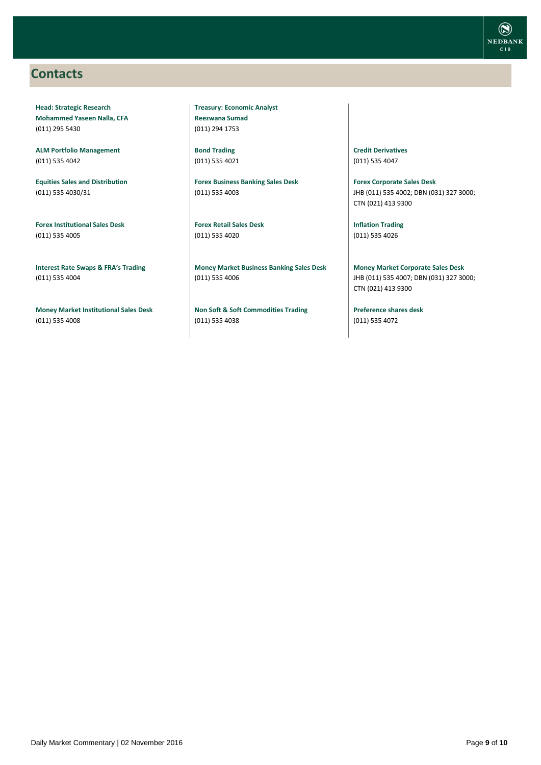## Contacts

**Head: Strategic Research**
**Mohammed Yaseen Nalla, CFA**
(011) 295 5430

**ALM Portfolio Management**
(011) 535 4042

**Equities Sales and Distribution**
(011) 535 4030/31

**Forex Institutional Sales Desk**
(011) 535 4005

**Interest Rate Swaps & FRA's Trading**
(011) 535 4004

**Money Market Institutional Sales Desk**
(011) 535 4008

**Treasury: Economic Analyst**
**Reezwana Sumad**
(011) 294 1753

**Bond Trading**
(011) 535 4021

**Forex Business Banking Sales Desk**
(011) 535 4003

**Forex Retail Sales Desk**
(011) 535 4020

**Money Market Business Banking Sales Desk**
(011) 535 4006

**Non Soft & Soft Commodities Trading**
(011) 535 4038

**Credit Derivatives**
(011) 535 4047

**Forex Corporate Sales Desk**
JHB (011) 535 4002; DBN (031) 327 3000; CTN (021) 413 9300

**Inflation Trading**
(011) 535 4026

**Money Market Corporate Sales Desk**
JHB (011) 535 4007; DBN (031) 327 3000; CTN (021) 413 9300

**Preference shares desk**
(011) 535 4072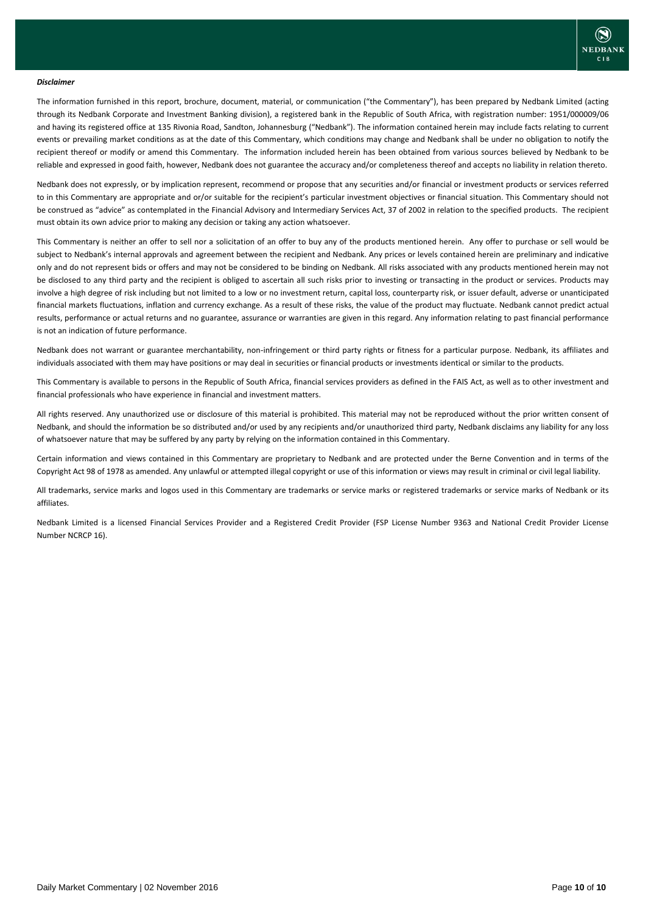***Disclaimer***

The information furnished in this report, brochure, document, material, or communication ("the Commentary"), has been prepared by Nedbank Limited (acting through its Nedbank Corporate and Investment Banking division), a registered bank in the Republic of South Africa, with registration number: 1951/000009/06 and having its registered office at 135 Rivonia Road, Sandton, Johannesburg ("Nedbank"). The information contained herein may include facts relating to current events or prevailing market conditions as at the date of this Commentary, which conditions may change and Nedbank shall be under no obligation to notify the recipient thereof or modify or amend this Commentary. The information included herein has been obtained from various sources believed by Nedbank to be reliable and expressed in good faith, however, Nedbank does not guarantee the accuracy and/or completeness thereof and accepts no liability in relation thereto.

Nedbank does not expressly, or by implication represent, recommend or propose that any securities and/or financial or investment products or services referred to in this Commentary are appropriate and or/or suitable for the recipient's particular investment objectives or financial situation. This Commentary should not be construed as "advice" as contemplated in the Financial Advisory and Intermediary Services Act, 37 of 2002 in relation to the specified products. The recipient must obtain its own advice prior to making any decision or taking any action whatsoever.

This Commentary is neither an offer to sell nor a solicitation of an offer to buy any of the products mentioned herein. Any offer to purchase or sell would be subject to Nedbank's internal approvals and agreement between the recipient and Nedbank. Any prices or levels contained herein are preliminary and indicative only and do not represent bids or offers and may not be considered to be binding on Nedbank. All risks associated with any products mentioned herein may not be disclosed to any third party and the recipient is obliged to ascertain all such risks prior to investing or transacting in the product or services. Products may involve a high degree of risk including but not limited to a low or no investment return, capital loss, counterparty risk, or issuer default, adverse or unanticipated financial markets fluctuations, inflation and currency exchange. As a result of these risks, the value of the product may fluctuate. Nedbank cannot predict actual results, performance or actual returns and no guarantee, assurance or warranties are given in this regard. Any information relating to past financial performance is not an indication of future performance.

Nedbank does not warrant or guarantee merchantability, non-infringement or third party rights or fitness for a particular purpose. Nedbank, its affiliates and individuals associated with them may have positions or may deal in securities or financial products or investments identical or similar to the products.

This Commentary is available to persons in the Republic of South Africa, financial services providers as defined in the FAIS Act, as well as to other investment and financial professionals who have experience in financial and investment matters.

All rights reserved. Any unauthorized use or disclosure of this material is prohibited. This material may not be reproduced without the prior written consent of Nedbank, and should the information be so distributed and/or used by any recipients and/or unauthorized third party, Nedbank disclaims any liability for any loss of whatsoever nature that may be suffered by any party by relying on the information contained in this Commentary.

Certain information and views contained in this Commentary are proprietary to Nedbank and are protected under the Berne Convention and in terms of the Copyright Act 98 of 1978 as amended. Any unlawful or attempted illegal copyright or use of this information or views may result in criminal or civil legal liability.

All trademarks, service marks and logos used in this Commentary are trademarks or service marks or registered trademarks or service marks of Nedbank or its affiliates.

Nedbank Limited is a licensed Financial Services Provider and a Registered Credit Provider (FSP License Number 9363 and National Credit Provider License Number NCRCP 16).